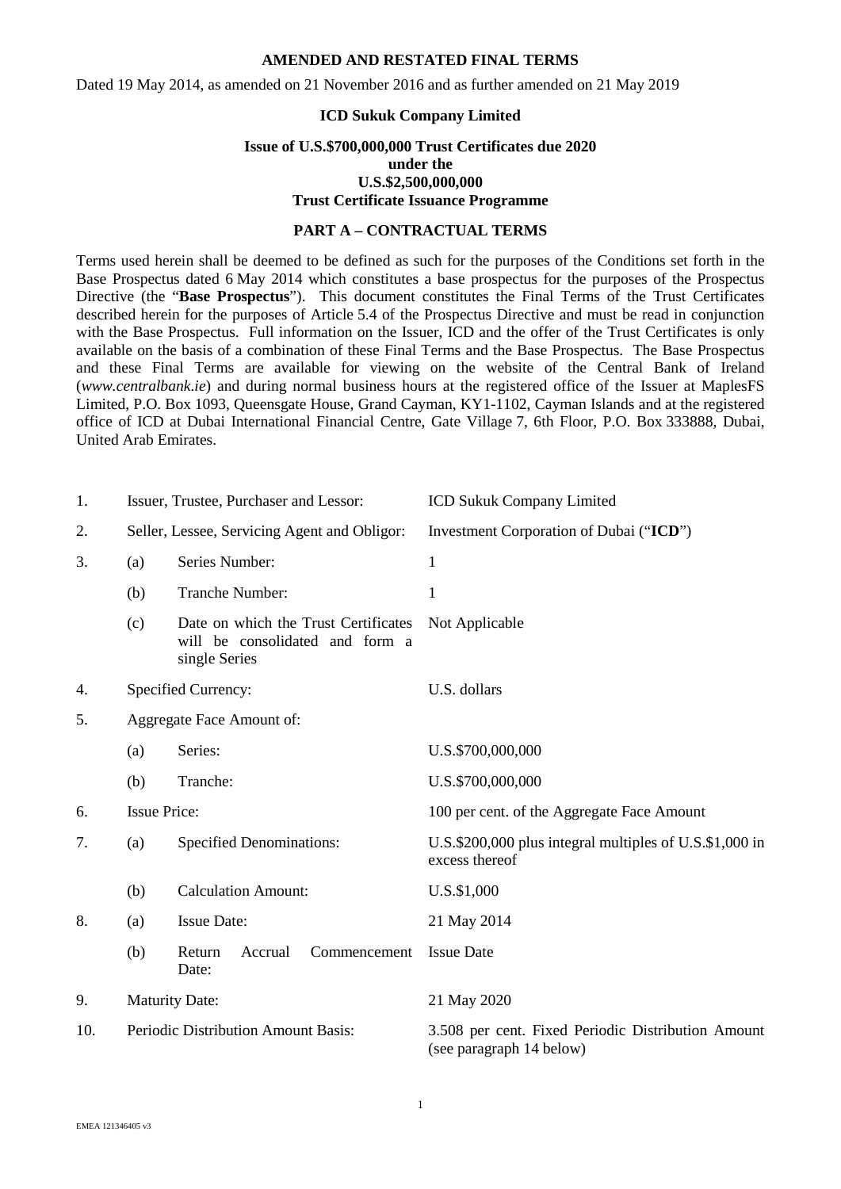**AMENDED AND RESTATED FINAL TERMS**

Dated 19 May 2014, as amended on 21 November 2016 and as further amended on 21 May 2019

**ICD Sukuk Company Limited**

**Issue of U.S.$700,000,000 Trust Certificates due 2020**
**under the**
**U.S.$2,500,000,000**
**Trust Certificate Issuance Programme**

**PART A – CONTRACTUAL TERMS**

Terms used herein shall be deemed to be defined as such for the purposes of the Conditions set forth in the Base Prospectus dated 6 May 2014 which constitutes a base prospectus for the purposes of the Prospectus Directive (the "**Base Prospectus**"). This document constitutes the Final Terms of the Trust Certificates described herein for the purposes of Article 5.4 of the Prospectus Directive and must be read in conjunction with the Base Prospectus. Full information on the Issuer, ICD and the offer of the Trust Certificates is only available on the basis of a combination of these Final Terms and the Base Prospectus. The Base Prospectus and these Final Terms are available for viewing on the website of the Central Bank of Ireland (*www.centralbank.ie*) and during normal business hours at the registered office of the Issuer at MaplesFS Limited, P.O. Box 1093, Queensgate House, Grand Cayman, KY1-1102, Cayman Islands and at the registered office of ICD at Dubai International Financial Centre, Gate Village 7, 6th Floor, P.O. Box 333888, Dubai, United Arab Emirates.

| | | | |
|---|---|---|---|
| 1. | Issuer, Trustee, Purchaser and Lessor: | | ICD Sukuk Company Limited |
| 2. | Seller, Lessee, Servicing Agent and Obligor: | | Investment Corporation of Dubai ("**ICD**") |
| 3. | (a) | Series Number: | 1 |
| | (b) | Tranche Number: | 1 |
| | (c) | Date on which the Trust Certificates will be consolidated and form a single Series | Not Applicable |
| 4. | Specified Currency: | | U.S. dollars |
| 5. | Aggregate Face Amount of: | | |
| | (a) | Series: | U.S.$700,000,000 |
| | (b) | Tranche: | U.S.$700,000,000 |
| 6. | Issue Price: | | 100 per cent. of the Aggregate Face Amount |
| 7. | (a) | Specified Denominations: | U.S.$200,000 plus integral multiples of U.S.$1,000 in excess thereof |
| | (b) | Calculation Amount: | U.S.$1,000 |
| 8. | (a) | Issue Date: | 21 May 2014 |
| | (b) | Return Accrual Commencement Date: | Issue Date |
| 9. | Maturity Date: | | 21 May 2020 |
| 10. | Periodic Distribution Amount Basis: | | 3.508 per cent. Fixed Periodic Distribution Amount (see paragraph 14 below) |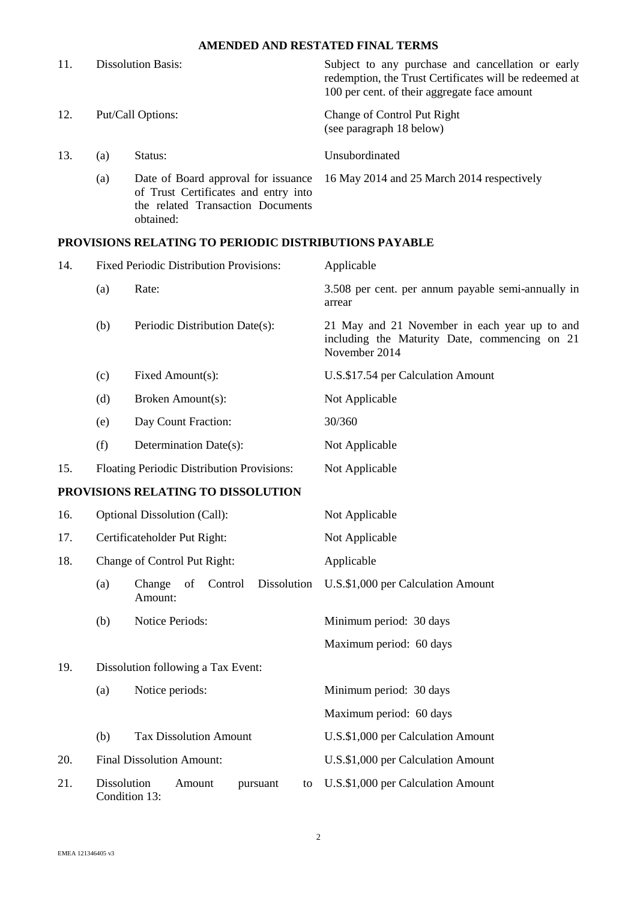**AMENDED AND RESTATED FINAL TERMS**

| | | | |
|---|---|---|---|
| 11. | Dissolution Basis: | | Subject to any purchase and cancellation or early redemption, the Trust Certificates will be redeemed at 100 per cent. of their aggregate face amount |
| 12. | Put/Call Options: | | Change of Control Put Right (see paragraph 18 below) |
| 13. | (a) | Status: | Unsubordinated |
| | (a) | Date of Board approval for issuance of Trust Certificates and entry into the related Transaction Documents obtained: | 16 May 2014 and 25 March 2014 respectively |

**PROVISIONS RELATING TO PERIODIC DISTRIBUTIONS PAYABLE**

| | | | |
|---|---|---|---|
| 14. | Fixed Periodic Distribution Provisions: | | Applicable |
| | (a) | Rate: | 3.508 per cent. per annum payable semi-annually in arrear |
| | (b) | Periodic Distribution Date(s): | 21 May and 21 November in each year up to and including the Maturity Date, commencing on 21 November 2014 |
| | (c) | Fixed Amount(s): | U.S.$17.54 per Calculation Amount |
| | (d) | Broken Amount(s): | Not Applicable |
| | (e) | Day Count Fraction: | 30/360 |
| | (f) | Determination Date(s): | Not Applicable |
| 15. | Floating Periodic Distribution Provisions: | | Not Applicable |

**PROVISIONS RELATING TO DISSOLUTION**

| | | | |
|---|---|---|---|
| 16. | Optional Dissolution (Call): | | Not Applicable |
| 17. | Certificateholder Put Right: | | Not Applicable |
| 18. | Change of Control Put Right: | | Applicable |
| | (a) | Change of Control Dissolution Amount: | U.S.$1,000 per Calculation Amount |
| | (b) | Notice Periods: | Minimum period: 30 days |
| | | | Maximum period: 60 days |
| 19. | Dissolution following a Tax Event: | | |
| | (a) | Notice periods: | Minimum period: 30 days |
| | | | Maximum period: 60 days |
| | (b) | Tax Dissolution Amount | U.S.$1,000 per Calculation Amount |
| 20. | Final Dissolution Amount: | | U.S.$1,000 per Calculation Amount |
| 21. | Dissolution Amount pursuant to Condition 13: | | U.S.$1,000 per Calculation Amount |

EMEA 121346405 v3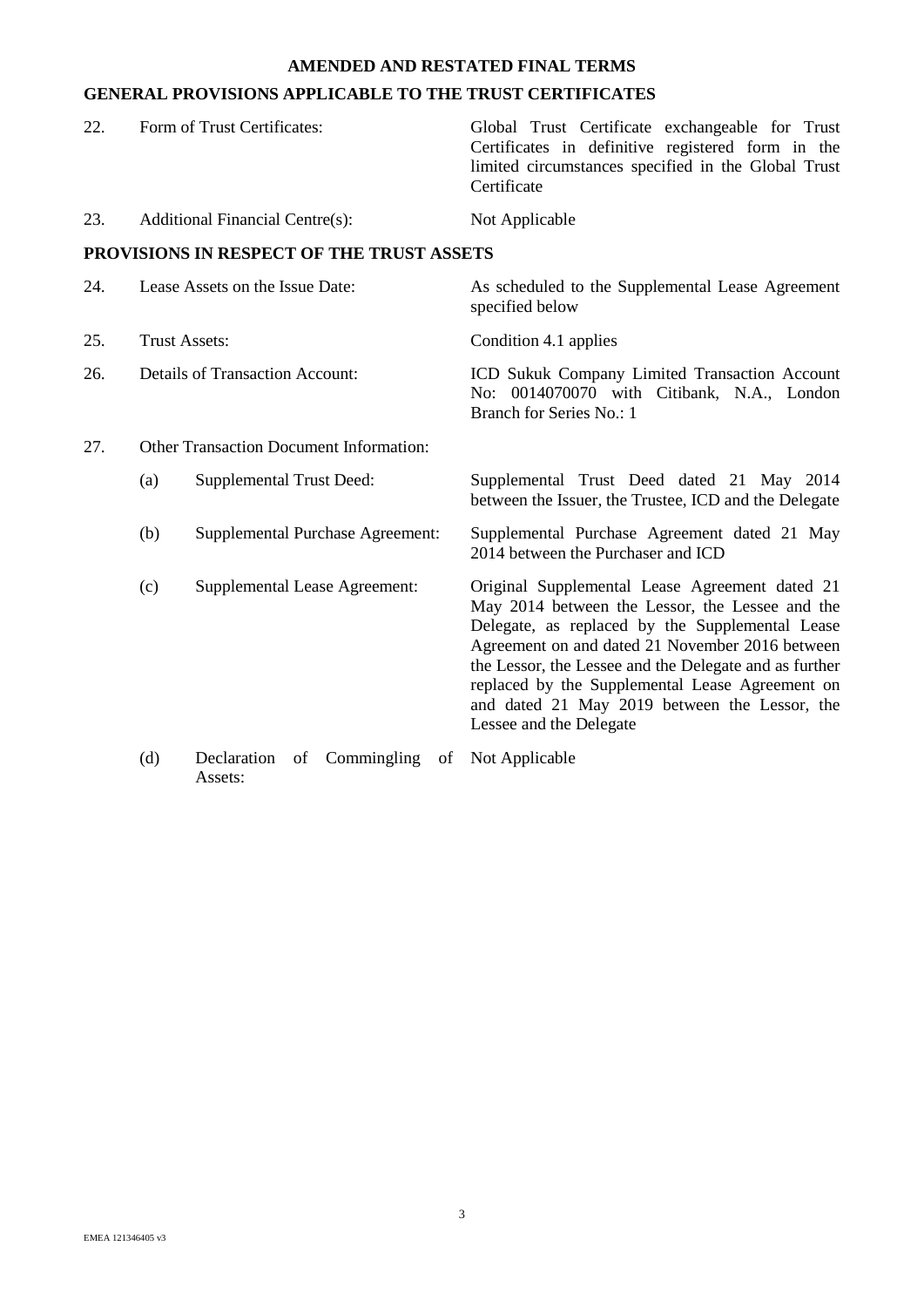**AMENDED AND RESTATED FINAL TERMS**

**GENERAL PROVISIONS APPLICABLE TO THE TRUST CERTIFICATES**

| | | |
|---|---|---|
| 22. | Form of Trust Certificates: | Global Trust Certificate exchangeable for Trust Certificates in definitive registered form in the limited circumstances specified in the Global Trust Certificate |
| 23. | Additional Financial Centre(s): | Not Applicable |

**PROVISIONS IN RESPECT OF THE TRUST ASSETS**

| | | |
|---|---|---|
| 24. | Lease Assets on the Issue Date: | As scheduled to the Supplemental Lease Agreement specified below |
| 25. | Trust Assets: | Condition 4.1 applies |
| 26. | Details of Transaction Account: | ICD Sukuk Company Limited Transaction Account No: 0014070070 with Citibank, N.A., London Branch for Series No.: 1 |
| 27. | Other Transaction Document Information: | |
| | (a) Supplemental Trust Deed: | Supplemental Trust Deed dated 21 May 2014 between the Issuer, the Trustee, ICD and the Delegate |
| | (b) Supplemental Purchase Agreement: | Supplemental Purchase Agreement dated 21 May 2014 between the Purchaser and ICD |
| | (c) Supplemental Lease Agreement: | Original Supplemental Lease Agreement dated 21 May 2014 between the Lessor, the Lessee and the Delegate, as replaced by the Supplemental Lease Agreement on and dated 21 November 2016 between the Lessor, the Lessee and the Delegate and as further replaced by the Supplemental Lease Agreement on and dated 21 May 2019 between the Lessor, the Lessee and the Delegate |
| | (d) Declaration of Commingling of Assets: | Not Applicable |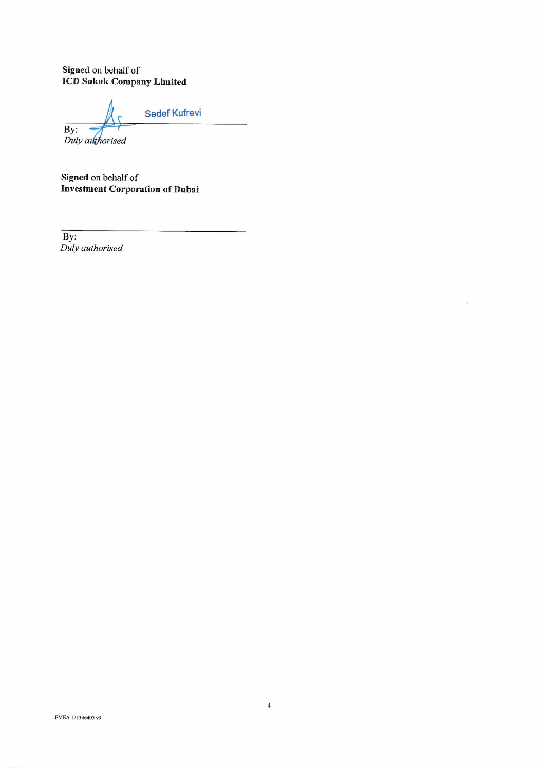**Signed** on behalf of
**ICD Sukuk Company Limited**

Sedef Kufrevi

By: ______________________________
*Duly authorised*

**Signed** on behalf of
**Investment Corporation of Dubai**

By: ______________________________
*Duly authorised*

EMEA 121346405 v3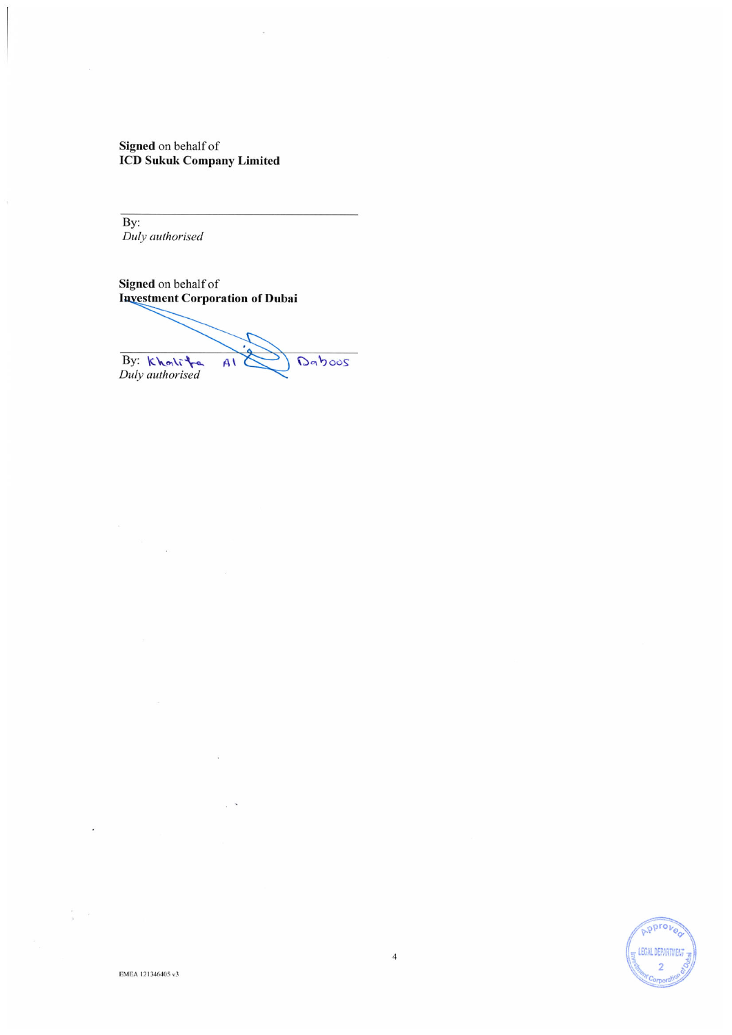**Signed** on behalf of
**ICD Sukuk Company Limited**

By:
*Duly authorised*

**Signed** on behalf of
**Investment Corporation of Dubai**

By: Khalifa Al Daboos
*Duly authorised*

EMEA 121346405 v3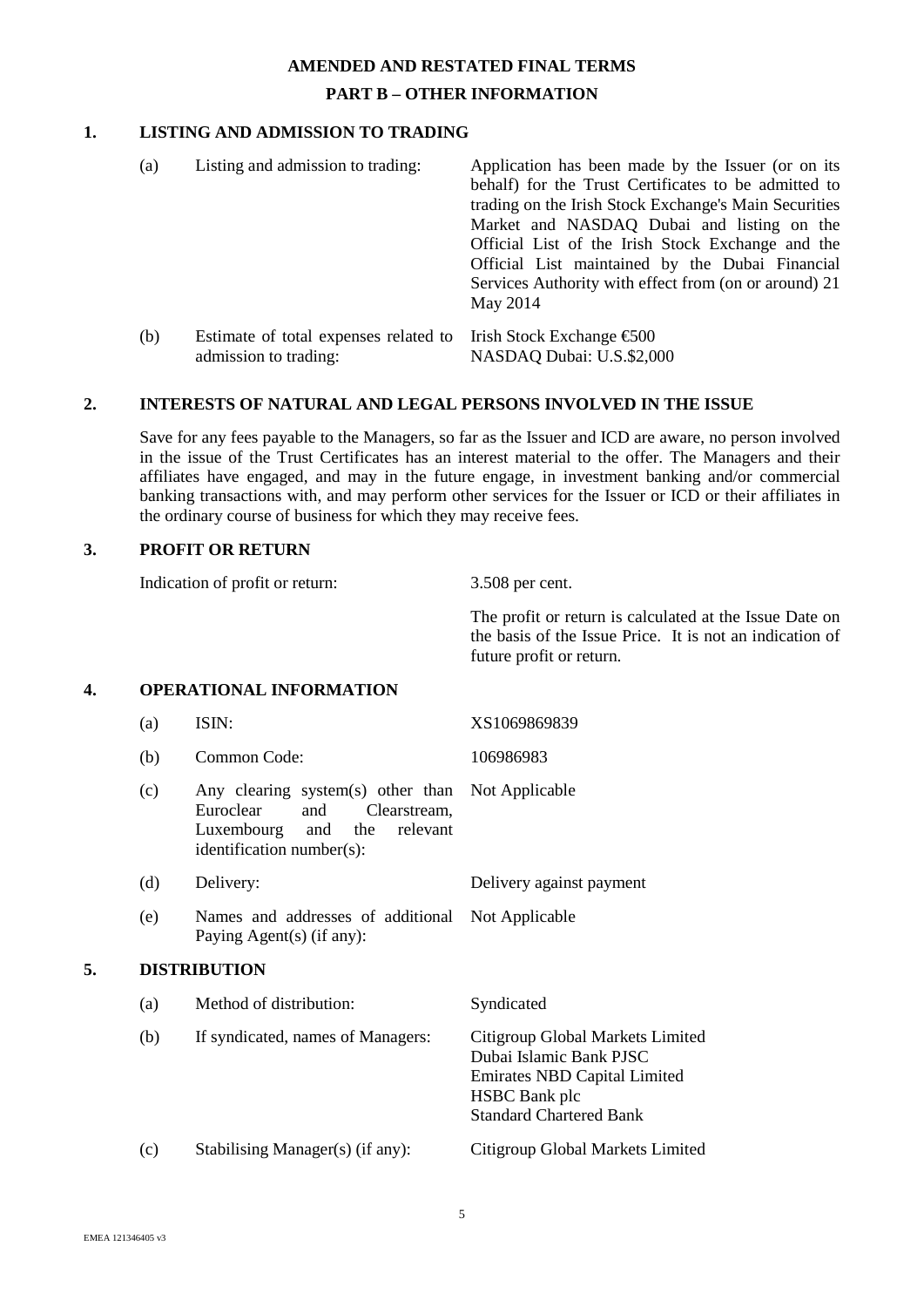# AMENDED AND RESTATED FINAL TERMS

## PART B – OTHER INFORMATION

### 1. LISTING AND ADMISSION TO TRADING

| | | |
|---|---|---|
| (a) | Listing and admission to trading: | Application has been made by the Issuer (or on its behalf) for the Trust Certificates to be admitted to trading on the Irish Stock Exchange's Main Securities Market and NASDAQ Dubai and listing on the Official List of the Irish Stock Exchange and the Official List maintained by the Dubai Financial Services Authority with effect from (on or around) 21 May 2014 |
| (b) | Estimate of total expenses related to admission to trading: | Irish Stock Exchange €500<br>NASDAQ Dubai: U.S.$2,000 |

### 2. INTERESTS OF NATURAL AND LEGAL PERSONS INVOLVED IN THE ISSUE

Save for any fees payable to the Managers, so far as the Issuer and ICD are aware, no person involved in the issue of the Trust Certificates has an interest material to the offer. The Managers and their affiliates have engaged, and may in the future engage, in investment banking and/or commercial banking transactions with, and may perform other services for the Issuer or ICD or their affiliates in the ordinary course of business for which they may receive fees.

### 3. PROFIT OR RETURN

| | |
|---|---|
| Indication of profit or return: | 3.508 per cent.<br><br>The profit or return is calculated at the Issue Date on the basis of the Issue Price. It is not an indication of future profit or return. |

### 4. OPERATIONAL INFORMATION

| | | |
|---|---|---|
| (a) | ISIN: | XS1069869839 |
| (b) | Common Code: | 106986983 |
| (c) | Any clearing system(s) other than Euroclear and Clearstream, Luxembourg and the relevant identification number(s): | Not Applicable |
| (d) | Delivery: | Delivery against payment |
| (e) | Names and addresses of additional Paying Agent(s) (if any): | Not Applicable |

### 5. DISTRIBUTION

| | | |
|---|---|---|
| (a) | Method of distribution: | Syndicated |
| (b) | If syndicated, names of Managers: | Citigroup Global Markets Limited<br>Dubai Islamic Bank PJSC<br>Emirates NBD Capital Limited<br>HSBC Bank plc<br>Standard Chartered Bank |
| (c) | Stabilising Manager(s) (if any): | Citigroup Global Markets Limited |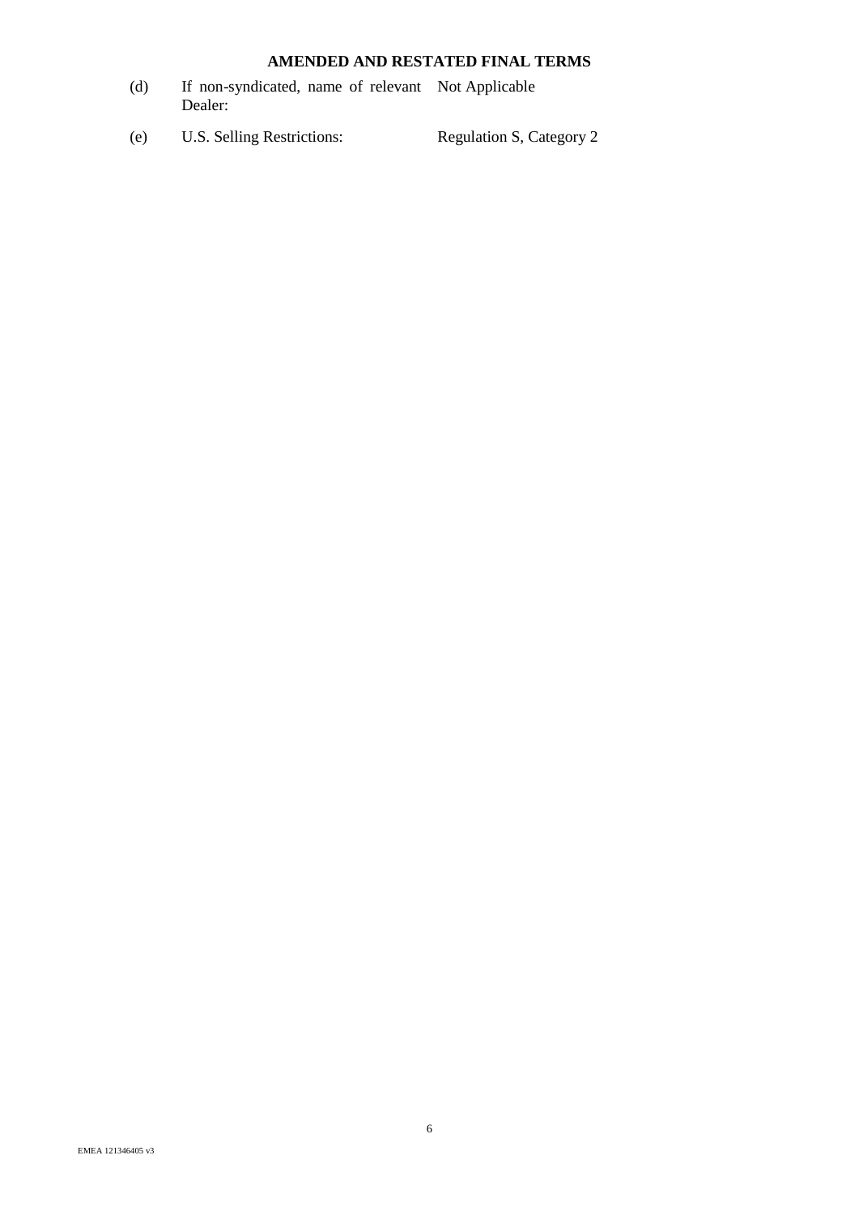| | | |
|---|---|---|
| (d) | If non-syndicated, name of relevant Dealer: | Not Applicable |
| (e) | U.S. Selling Restrictions: | Regulation S, Category 2 |